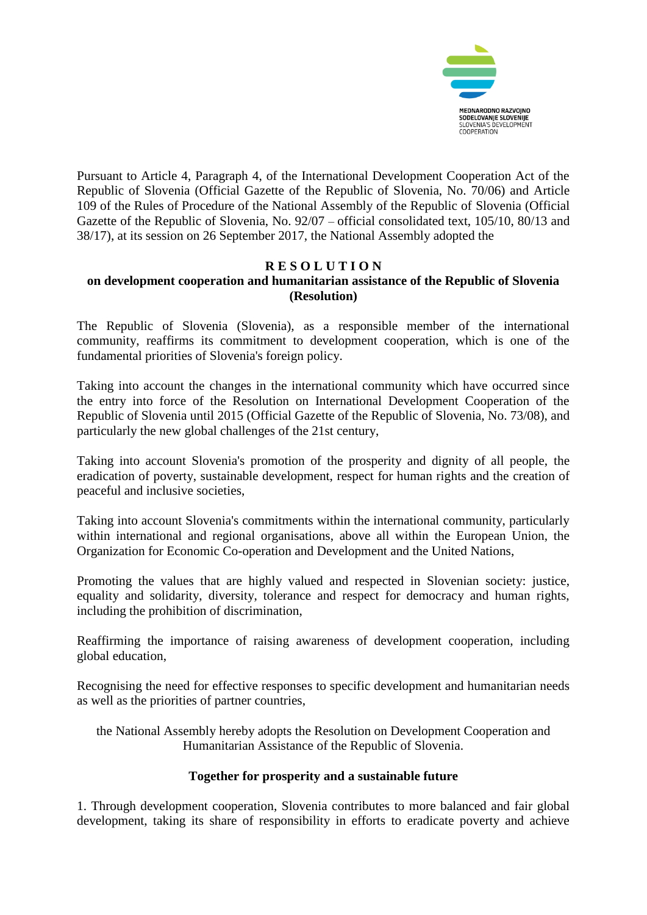MEDNARODNO RAZVOJNO SODELOVANJE SLOVENIJE
SLOVENIA'S DEVELOPMENT COOPERATION

Pursuant to Article 4, Paragraph 4, of the International Development Cooperation Act of the Republic of Slovenia (Official Gazette of the Republic of Slovenia, No. 70/06) and Article 109 of the Rules of Procedure of the National Assembly of the Republic of Slovenia (Official Gazette of the Republic of Slovenia, No. 92/07 – official consolidated text, 105/10, 80/13 and 38/17), at its session on 26 September 2017, the National Assembly adopted the

# RESOLUTION

## on development cooperation and humanitarian assistance of the Republic of Slovenia (Resolution)

The Republic of Slovenia (Slovenia), as a responsible member of the international community, reaffirms its commitment to development cooperation, which is one of the fundamental priorities of Slovenia's foreign policy.

Taking into account the changes in the international community which have occurred since the entry into force of the Resolution on International Development Cooperation of the Republic of Slovenia until 2015 (Official Gazette of the Republic of Slovenia, No. 73/08), and particularly the new global challenges of the 21st century,

Taking into account Slovenia's promotion of the prosperity and dignity of all people, the eradication of poverty, sustainable development, respect for human rights and the creation of peaceful and inclusive societies,

Taking into account Slovenia's commitments within the international community, particularly within international and regional organisations, above all within the European Union, the Organization for Economic Co-operation and Development and the United Nations,

Promoting the values that are highly valued and respected in Slovenian society: justice, equality and solidarity, diversity, tolerance and respect for democracy and human rights, including the prohibition of discrimination,

Reaffirming the importance of raising awareness of development cooperation, including global education,

Recognising the need for effective responses to specific development and humanitarian needs as well as the priorities of partner countries,

the National Assembly hereby adopts the Resolution on Development Cooperation and Humanitarian Assistance of the Republic of Slovenia.

### Together for prosperity and a sustainable future

1. Through development cooperation, Slovenia contributes to more balanced and fair global development, taking its share of responsibility in efforts to eradicate poverty and achieve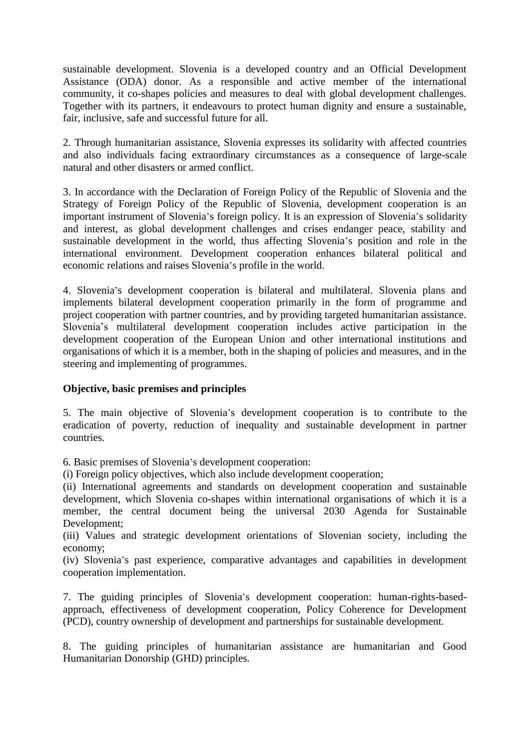sustainable development. Slovenia is a developed country and an Official Development Assistance (ODA) donor. As a responsible and active member of the international community, it co-shapes policies and measures to deal with global development challenges. Together with its partners, it endeavours to protect human dignity and ensure a sustainable, fair, inclusive, safe and successful future for all.

2. Through humanitarian assistance, Slovenia expresses its solidarity with affected countries and also individuals facing extraordinary circumstances as a consequence of large-scale natural and other disasters or armed conflict.

3. In accordance with the Declaration of Foreign Policy of the Republic of Slovenia and the Strategy of Foreign Policy of the Republic of Slovenia, development cooperation is an important instrument of Slovenia's foreign policy. It is an expression of Slovenia's solidarity and interest, as global development challenges and crises endanger peace, stability and sustainable development in the world, thus affecting Slovenia's position and role in the international environment. Development cooperation enhances bilateral political and economic relations and raises Slovenia's profile in the world.

4. Slovenia's development cooperation is bilateral and multilateral. Slovenia plans and implements bilateral development cooperation primarily in the form of programme and project cooperation with partner countries, and by providing targeted humanitarian assistance. Slovenia's multilateral development cooperation includes active participation in the development cooperation of the European Union and other international institutions and organisations of which it is a member, both in the shaping of policies and measures, and in the steering and implementing of programmes.

**Objective, basic premises and principles**

5. The main objective of Slovenia's development cooperation is to contribute to the eradication of poverty, reduction of inequality and sustainable development in partner countries.

6. Basic premises of Slovenia's development cooperation:
(i) Foreign policy objectives, which also include development cooperation;
(ii) International agreements and standards on development cooperation and sustainable development, which Slovenia co-shapes within international organisations of which it is a member, the central document being the universal 2030 Agenda for Sustainable Development;
(iii) Values and strategic development orientations of Slovenian society, including the economy;
(iv) Slovenia's past experience, comparative advantages and capabilities in development cooperation implementation.

7. The guiding principles of Slovenia's development cooperation: human-rights-based-approach, effectiveness of development cooperation, Policy Coherence for Development (PCD), country ownership of development and partnerships for sustainable development.

8. The guiding principles of humanitarian assistance are humanitarian and Good Humanitarian Donorship (GHD) principles.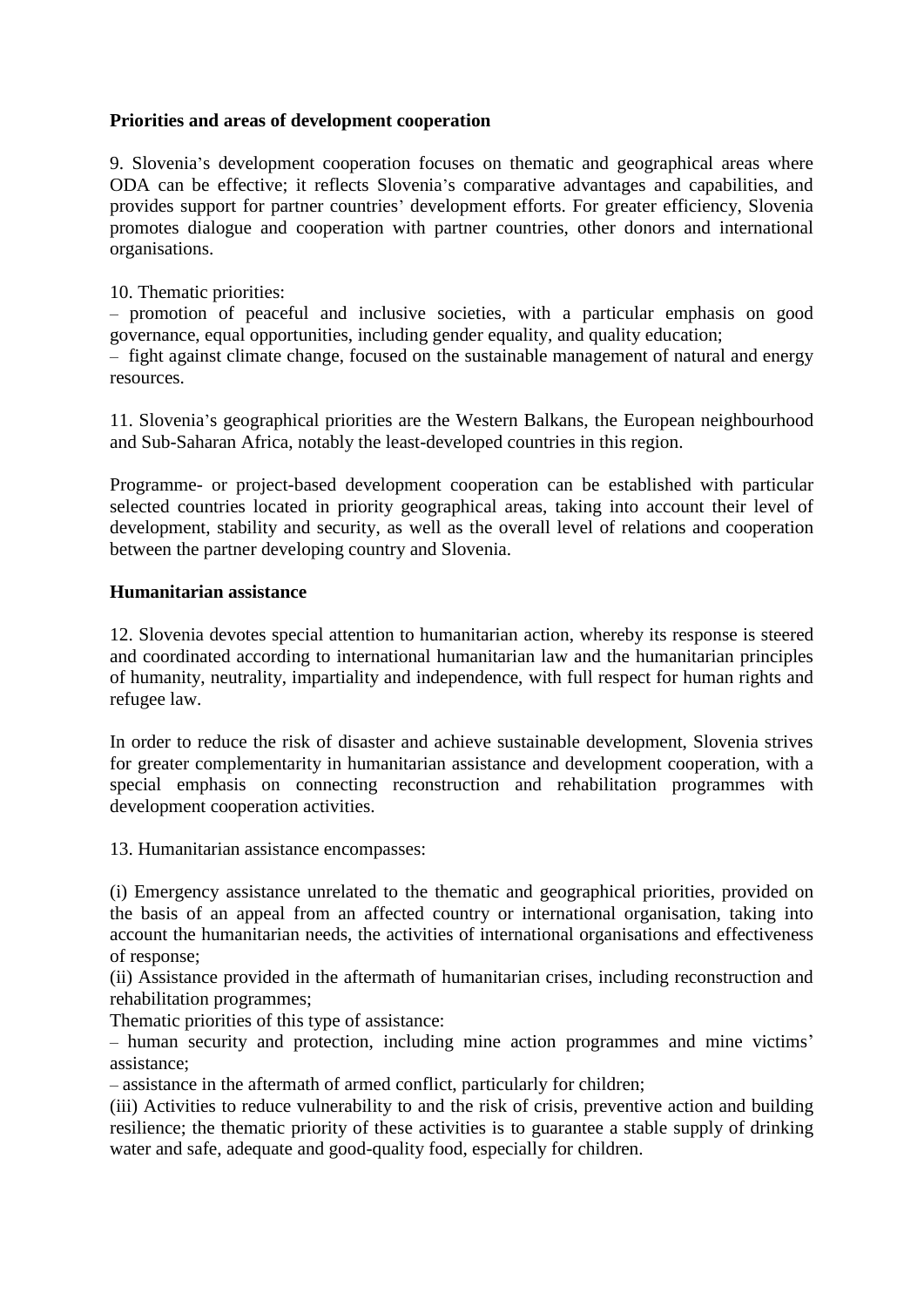**Priorities and areas of development cooperation**

9. Slovenia's development cooperation focuses on thematic and geographical areas where ODA can be effective; it reflects Slovenia's comparative advantages and capabilities, and provides support for partner countries' development efforts. For greater efficiency, Slovenia promotes dialogue and cooperation with partner countries, other donors and international organisations.

10. Thematic priorities:
– promotion of peaceful and inclusive societies, with a particular emphasis on good governance, equal opportunities, including gender equality, and quality education;
– fight against climate change, focused on the sustainable management of natural and energy resources.

11. Slovenia's geographical priorities are the Western Balkans, the European neighbourhood and Sub-Saharan Africa, notably the least-developed countries in this region.

Programme- or project-based development cooperation can be established with particular selected countries located in priority geographical areas, taking into account their level of development, stability and security, as well as the overall level of relations and cooperation between the partner developing country and Slovenia.

**Humanitarian assistance**

12. Slovenia devotes special attention to humanitarian action, whereby its response is steered and coordinated according to international humanitarian law and the humanitarian principles of humanity, neutrality, impartiality and independence, with full respect for human rights and refugee law.

In order to reduce the risk of disaster and achieve sustainable development, Slovenia strives for greater complementarity in humanitarian assistance and development cooperation, with a special emphasis on connecting reconstruction and rehabilitation programmes with development cooperation activities.

13. Humanitarian assistance encompasses:

(i) Emergency assistance unrelated to the thematic and geographical priorities, provided on the basis of an appeal from an affected country or international organisation, taking into account the humanitarian needs, the activities of international organisations and effectiveness of response;
(ii) Assistance provided in the aftermath of humanitarian crises, including reconstruction and rehabilitation programmes;
Thematic priorities of this type of assistance:
– human security and protection, including mine action programmes and mine victims' assistance;
– assistance in the aftermath of armed conflict, particularly for children;
(iii) Activities to reduce vulnerability to and the risk of crisis, preventive action and building resilience; the thematic priority of these activities is to guarantee a stable supply of drinking water and safe, adequate and good-quality food, especially for children.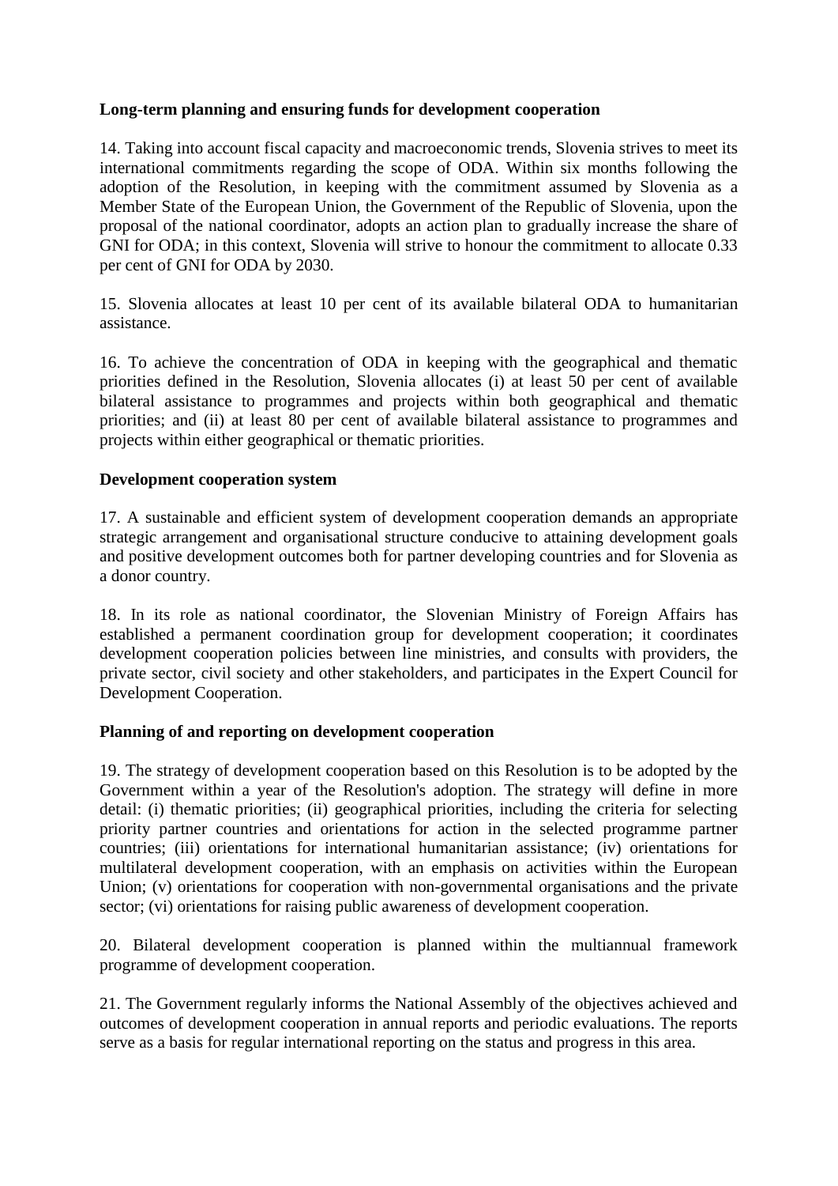**Long-term planning and ensuring funds for development cooperation**

14. Taking into account fiscal capacity and macroeconomic trends, Slovenia strives to meet its international commitments regarding the scope of ODA. Within six months following the adoption of the Resolution, in keeping with the commitment assumed by Slovenia as a Member State of the European Union, the Government of the Republic of Slovenia, upon the proposal of the national coordinator, adopts an action plan to gradually increase the share of GNI for ODA; in this context, Slovenia will strive to honour the commitment to allocate 0.33 per cent of GNI for ODA by 2030.

15. Slovenia allocates at least 10 per cent of its available bilateral ODA to humanitarian assistance.

16. To achieve the concentration of ODA in keeping with the geographical and thematic priorities defined in the Resolution, Slovenia allocates (i) at least 50 per cent of available bilateral assistance to programmes and projects within both geographical and thematic priorities; and (ii) at least 80 per cent of available bilateral assistance to programmes and projects within either geographical or thematic priorities.

**Development cooperation system**

17. A sustainable and efficient system of development cooperation demands an appropriate strategic arrangement and organisational structure conducive to attaining development goals and positive development outcomes both for partner developing countries and for Slovenia as a donor country.

18. In its role as national coordinator, the Slovenian Ministry of Foreign Affairs has established a permanent coordination group for development cooperation; it coordinates development cooperation policies between line ministries, and consults with providers, the private sector, civil society and other stakeholders, and participates in the Expert Council for Development Cooperation.

**Planning of and reporting on development cooperation**

19. The strategy of development cooperation based on this Resolution is to be adopted by the Government within a year of the Resolution's adoption. The strategy will define in more detail: (i) thematic priorities; (ii) geographical priorities, including the criteria for selecting priority partner countries and orientations for action in the selected programme partner countries; (iii) orientations for international humanitarian assistance; (iv) orientations for multilateral development cooperation, with an emphasis on activities within the European Union; (v) orientations for cooperation with non-governmental organisations and the private sector; (vi) orientations for raising public awareness of development cooperation.

20. Bilateral development cooperation is planned within the multiannual framework programme of development cooperation.

21. The Government regularly informs the National Assembly of the objectives achieved and outcomes of development cooperation in annual reports and periodic evaluations. The reports serve as a basis for regular international reporting on the status and progress in this area.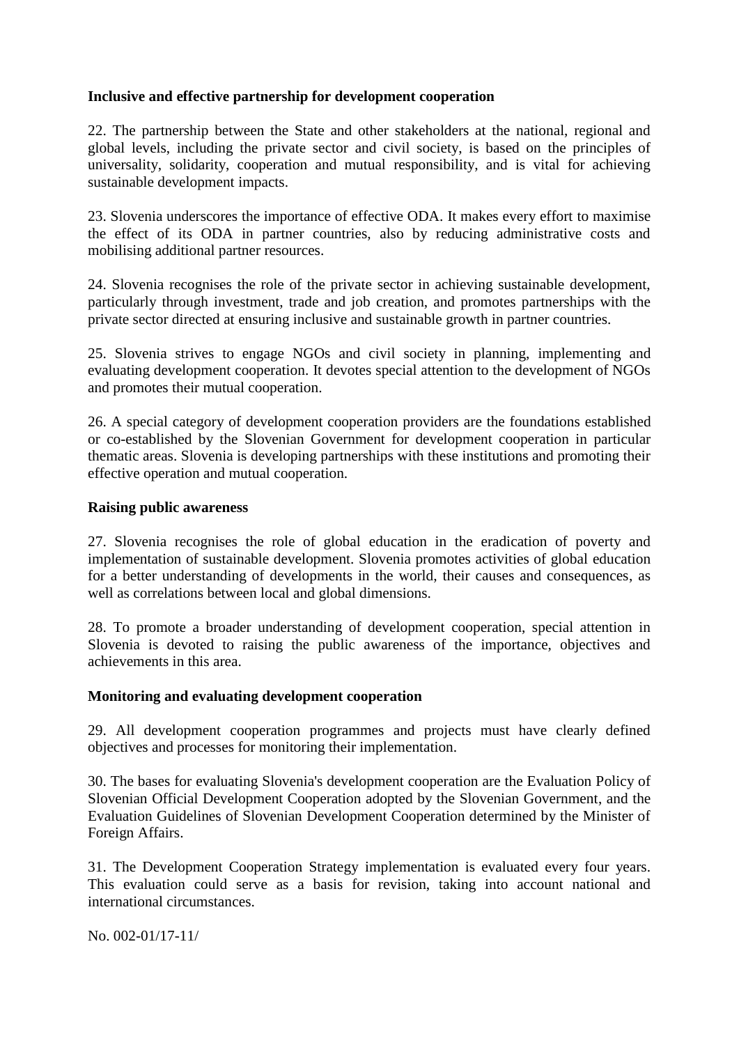**Inclusive and effective partnership for development cooperation**

22. The partnership between the State and other stakeholders at the national, regional and global levels, including the private sector and civil society, is based on the principles of universality, solidarity, cooperation and mutual responsibility, and is vital for achieving sustainable development impacts.

23. Slovenia underscores the importance of effective ODA. It makes every effort to maximise the effect of its ODA in partner countries, also by reducing administrative costs and mobilising additional partner resources.

24. Slovenia recognises the role of the private sector in achieving sustainable development, particularly through investment, trade and job creation, and promotes partnerships with the private sector directed at ensuring inclusive and sustainable growth in partner countries.

25. Slovenia strives to engage NGOs and civil society in planning, implementing and evaluating development cooperation. It devotes special attention to the development of NGOs and promotes their mutual cooperation.

26. A special category of development cooperation providers are the foundations established or co-established by the Slovenian Government for development cooperation in particular thematic areas. Slovenia is developing partnerships with these institutions and promoting their effective operation and mutual cooperation.

**Raising public awareness**

27. Slovenia recognises the role of global education in the eradication of poverty and implementation of sustainable development. Slovenia promotes activities of global education for a better understanding of developments in the world, their causes and consequences, as well as correlations between local and global dimensions.

28. To promote a broader understanding of development cooperation, special attention in Slovenia is devoted to raising the public awareness of the importance, objectives and achievements in this area.

**Monitoring and evaluating development cooperation**

29. All development cooperation programmes and projects must have clearly defined objectives and processes for monitoring their implementation.

30. The bases for evaluating Slovenia's development cooperation are the Evaluation Policy of Slovenian Official Development Cooperation adopted by the Slovenian Government, and the Evaluation Guidelines of Slovenian Development Cooperation determined by the Minister of Foreign Affairs.

31. The Development Cooperation Strategy implementation is evaluated every four years. This evaluation could serve as a basis for revision, taking into account national and international circumstances.

No. 002-01/17-11/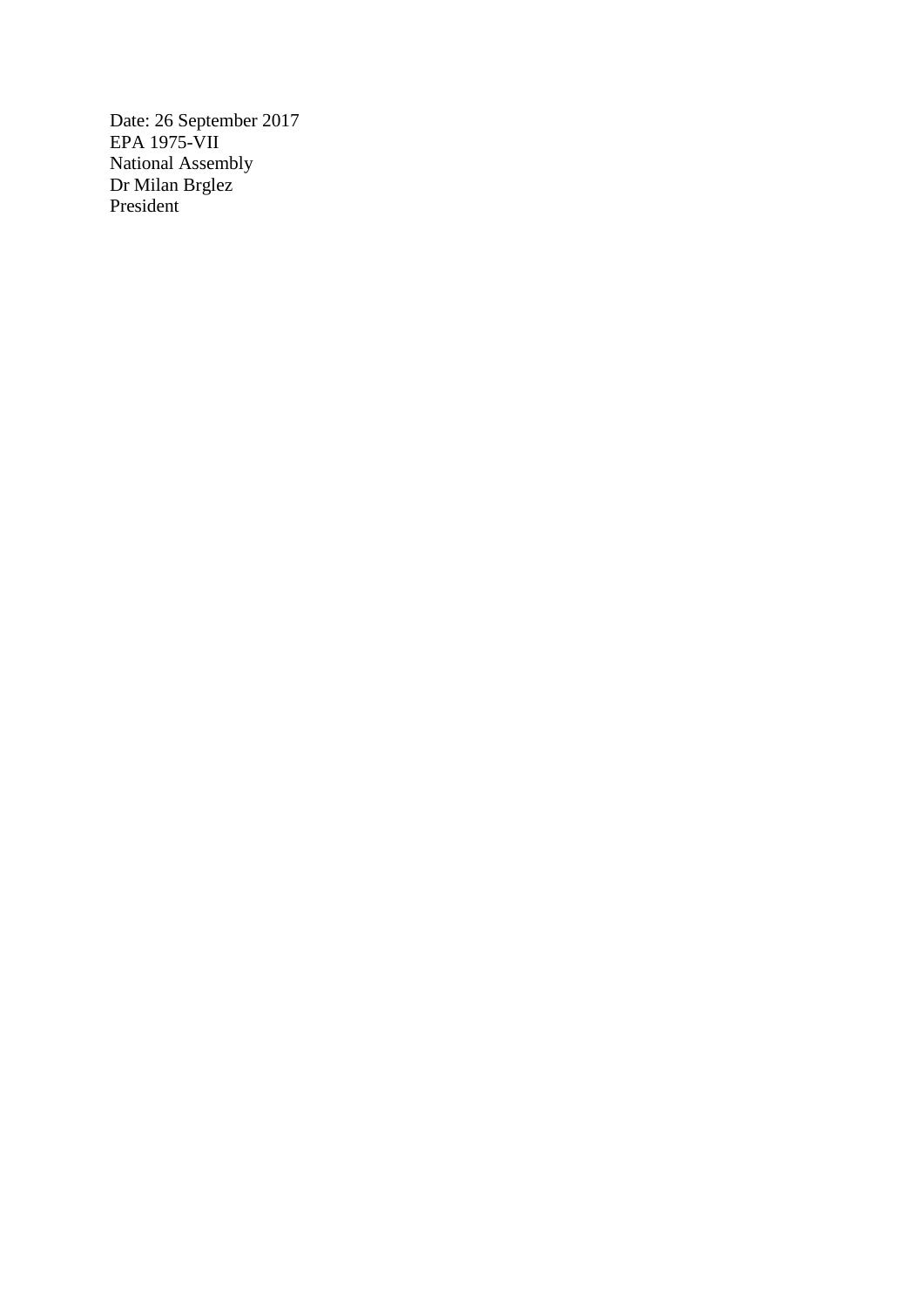Date: 26 September 2017
EPA 1975-VII
National Assembly
Dr Milan Brglez
President